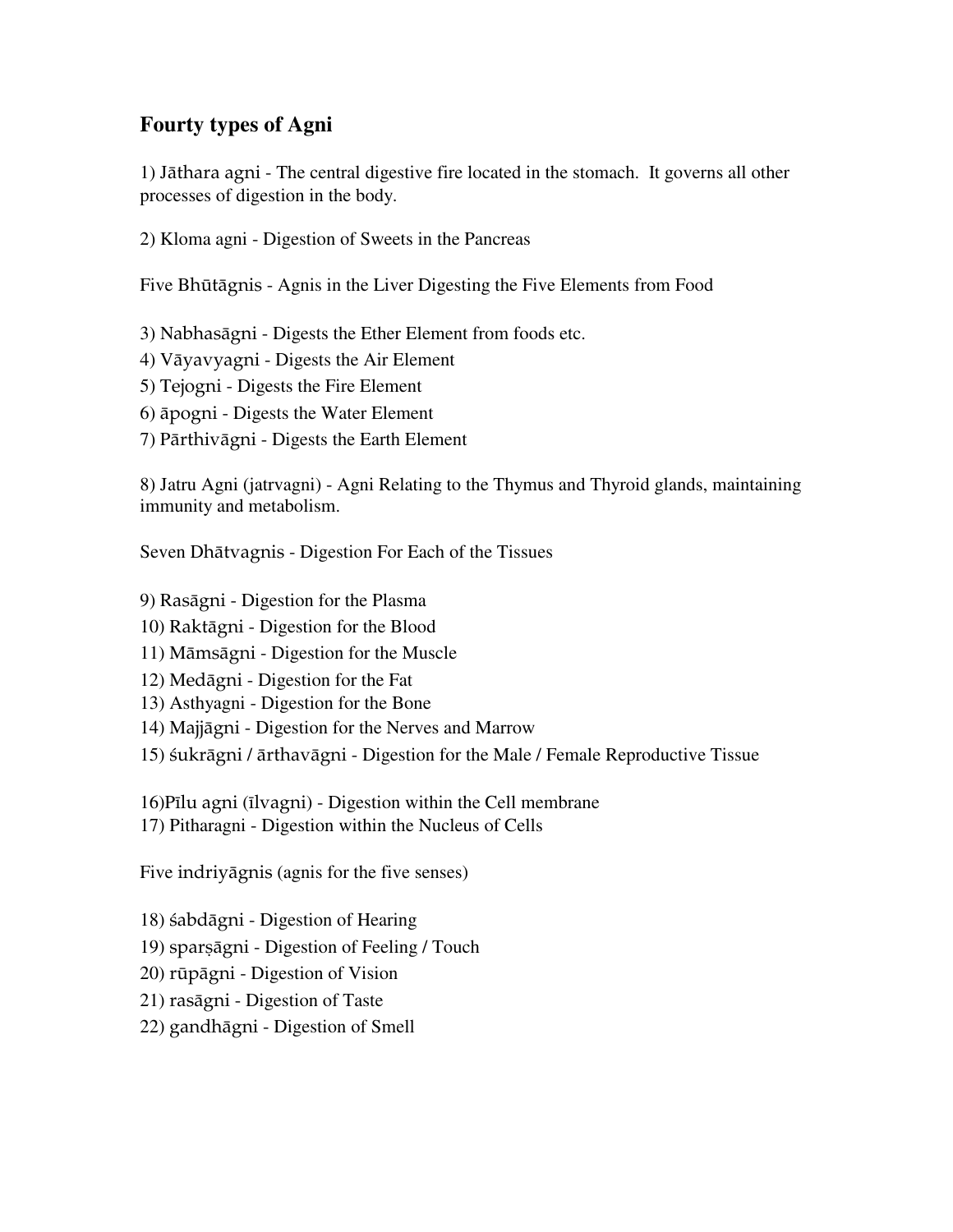## Fourty types of Agni

1) Jāthara agni - The central digestive fire located in the stomach. It governs all other processes of digestion in the body.

2) Kloma agni - Digestion of Sweets in the Pancreas

Five Bhūtāgnis - Agnis in the Liver Digesting the Five Elements from Food

3) Nabhasāgni - Digests the Ether Element from foods etc.
4) Vāyavyagni - Digests the Air Element
5) Tejogni - Digests the Fire Element
6) āpogni - Digests the Water Element
7) Pārthivāgni - Digests the Earth Element

8) Jatru Agni (jatrvagni) - Agni Relating to the Thymus and Thyroid glands, maintaining immunity and metabolism.

Seven Dhātvagnis - Digestion For Each of the Tissues

9) Rasāgni - Digestion for the Plasma
10) Raktāgni - Digestion for the Blood
11) Māmsāgni - Digestion for the Muscle
12) Medāgni - Digestion for the Fat
13) Asthyagni - Digestion for the Bone
14) Majjāgni - Digestion for the Nerves and Marrow
15) śukrāgni / ārthavāgni - Digestion for the Male / Female Reproductive Tissue

16)Pīlu agni (īlvagni) - Digestion within the Cell membrane
17) Pitharagni - Digestion within the Nucleus of Cells

Five indriyāgnis (agnis for the five senses)

18) śabdāgni - Digestion of Hearing
19) sparṣāgni - Digestion of Feeling / Touch
20) rūpāgni - Digestion of Vision
21) rasāgni - Digestion of Taste
22) gandhāgni - Digestion of Smell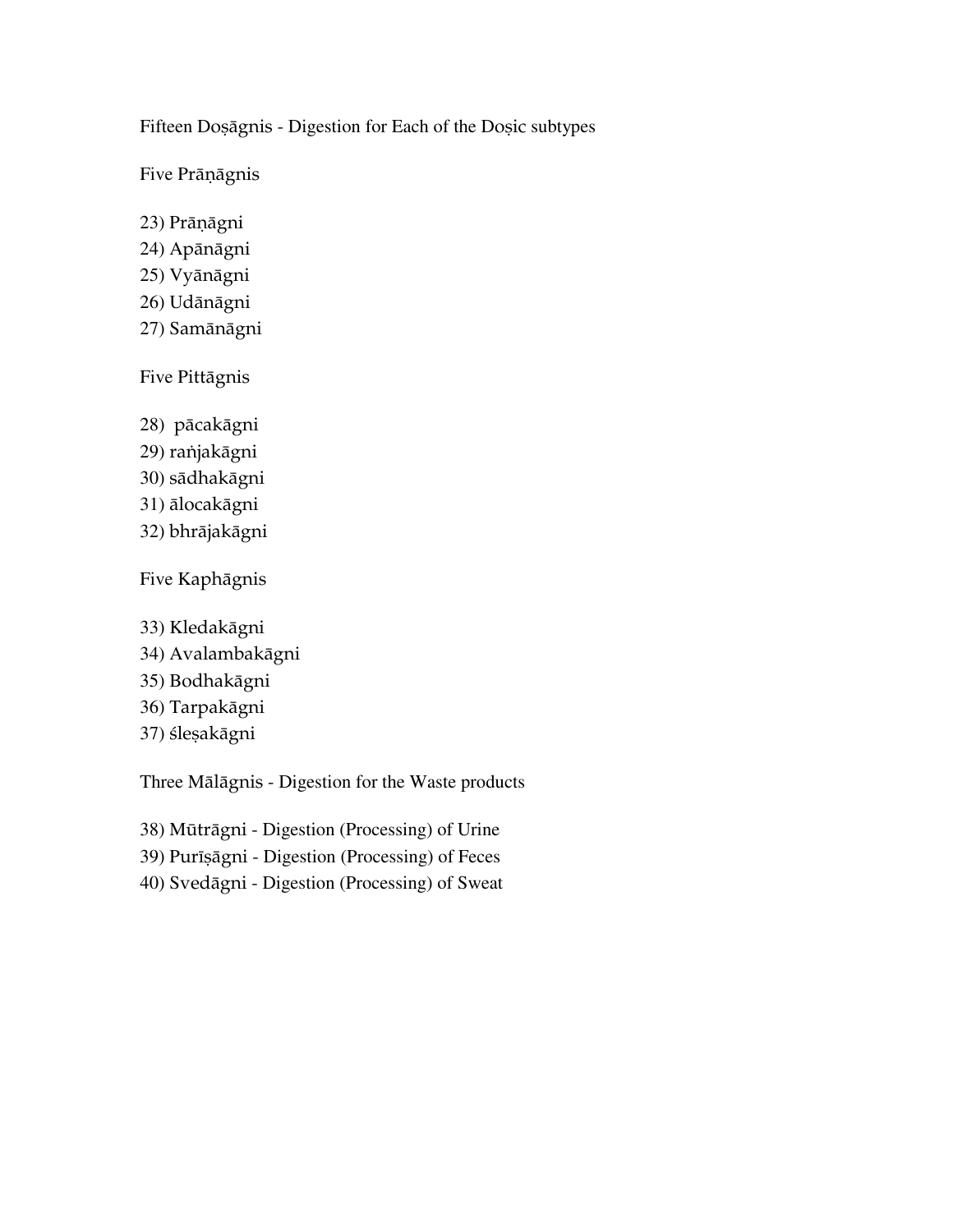Fifteen Doṣāgnis - Digestion for Each of the Doṣic subtypes

Five Prāṇāgnis

23) Prāṇāgni
24) Apānāgni
25) Vyānāgni
26) Udānāgni
27) Samānāgni

Five Pittāgnis

28) pācakāgni
29) raṅjakāgni
30) sādhakāgni
31) ālocakāgni
32) bhrājakāgni

Five Kaphāgnis

33) Kledakāgni
34) Avalambakāgni
35) Bodhakāgni
36) Tarpakāgni
37) śleṣakāgni

Three Mālāgnis - Digestion for the Waste products

38) Mūtrāgni - Digestion (Processing) of Urine
39) Purīṣāgni - Digestion (Processing) of Feces
40) Svedāgni - Digestion (Processing) of Sweat